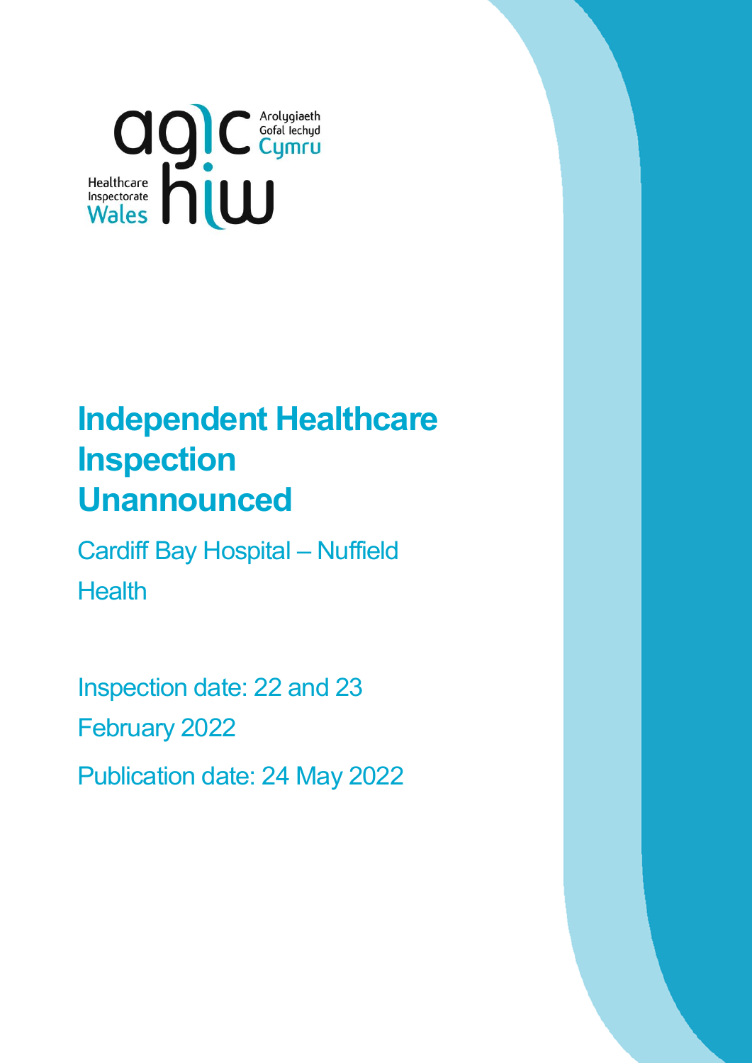# Independent Healthcare Inspection Unannounced

Cardiff Bay Hospital – Nuffield Health

Inspection date: 22 and 23 February 2022

Publication date: 24 May 2022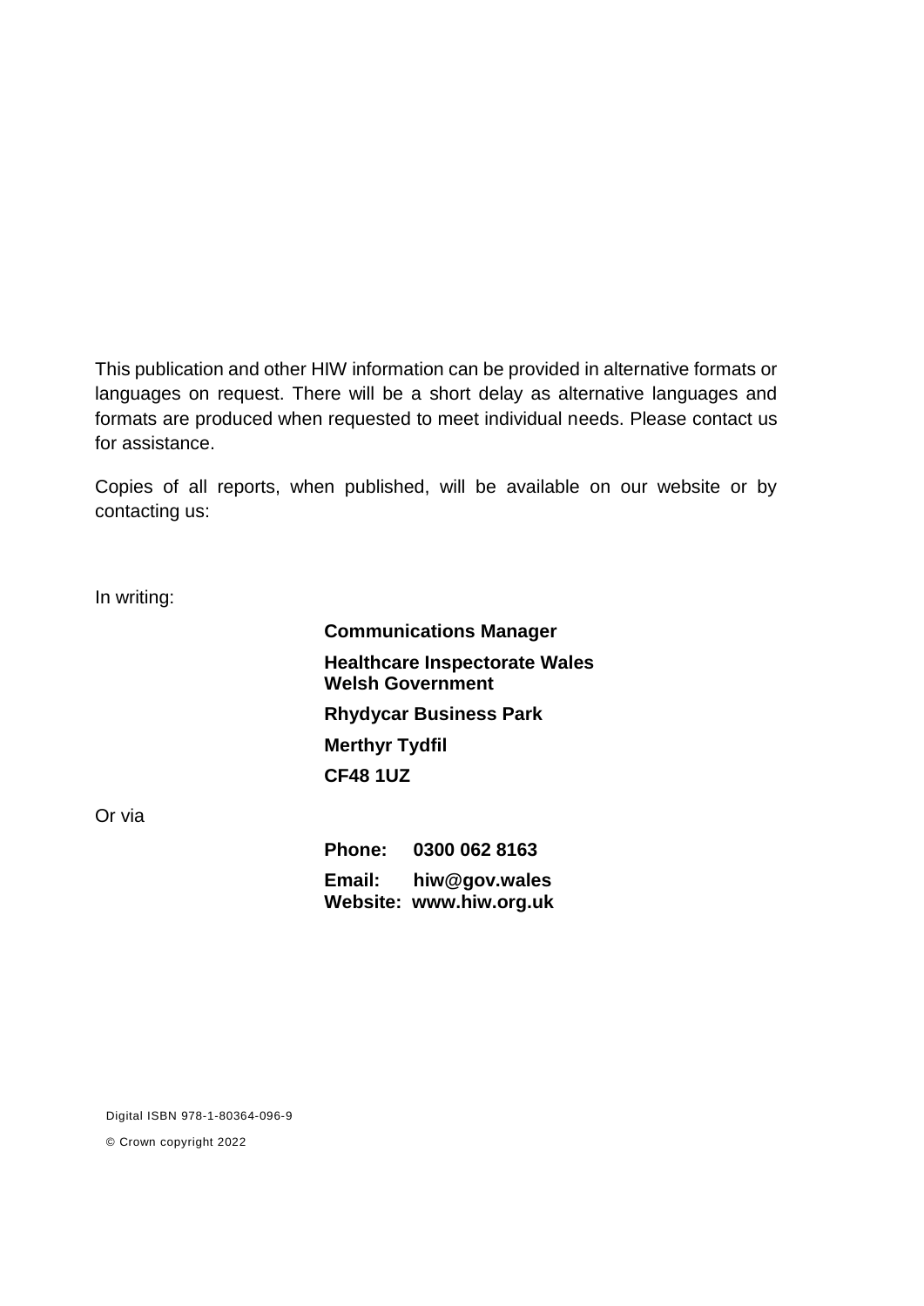This publication and other HIW information can be provided in alternative formats or languages on request. There will be a short delay as alternative languages and formats are produced when requested to meet individual needs. Please contact us for assistance.

Copies of all reports, when published, will be available on our website or by contacting us:

In writing:

**Communications Manager**

**Healthcare Inspectorate Wales**
**Welsh Government**

**Rhydycar Business Park**

**Merthyr Tydfil**

**CF48 1UZ**

Or via

**Phone: 0300 062 8163**

**Email: hiw@gov.wales**
**Website: www.hiw.org.uk**

Digital ISBN 978-1-80364-096-9

© Crown copyright 2022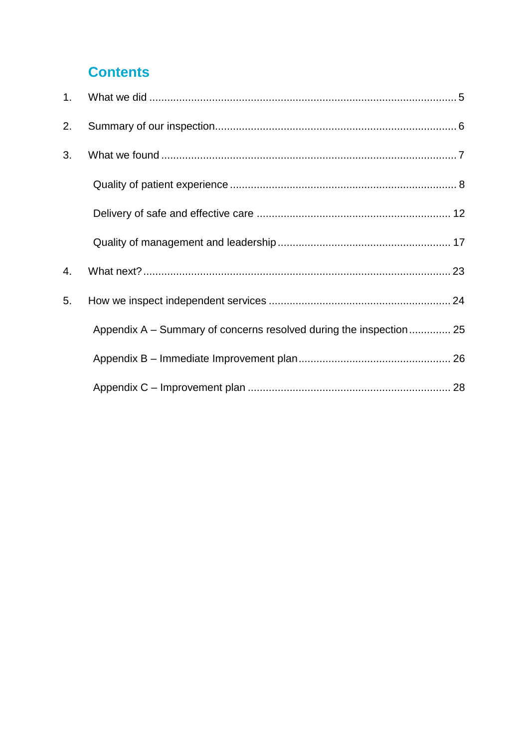## Contents

1. What we did ..................................................................................................... 5
2. Summary of our inspection................................................................................ 6
3. What we found .................................................................................................. 7
   - Quality of patient experience ........................................................................... 8
   - Delivery of safe and effective care ................................................................ 12
   - Quality of management and leadership ......................................................... 17
4. What next?...................................................................................................... 23
5. How we inspect independent services ............................................................ 24
   - Appendix A – Summary of concerns resolved during the inspection .............. 25
   - Appendix B – Immediate Improvement plan.................................................. 26
   - Appendix C – Improvement plan ................................................................... 28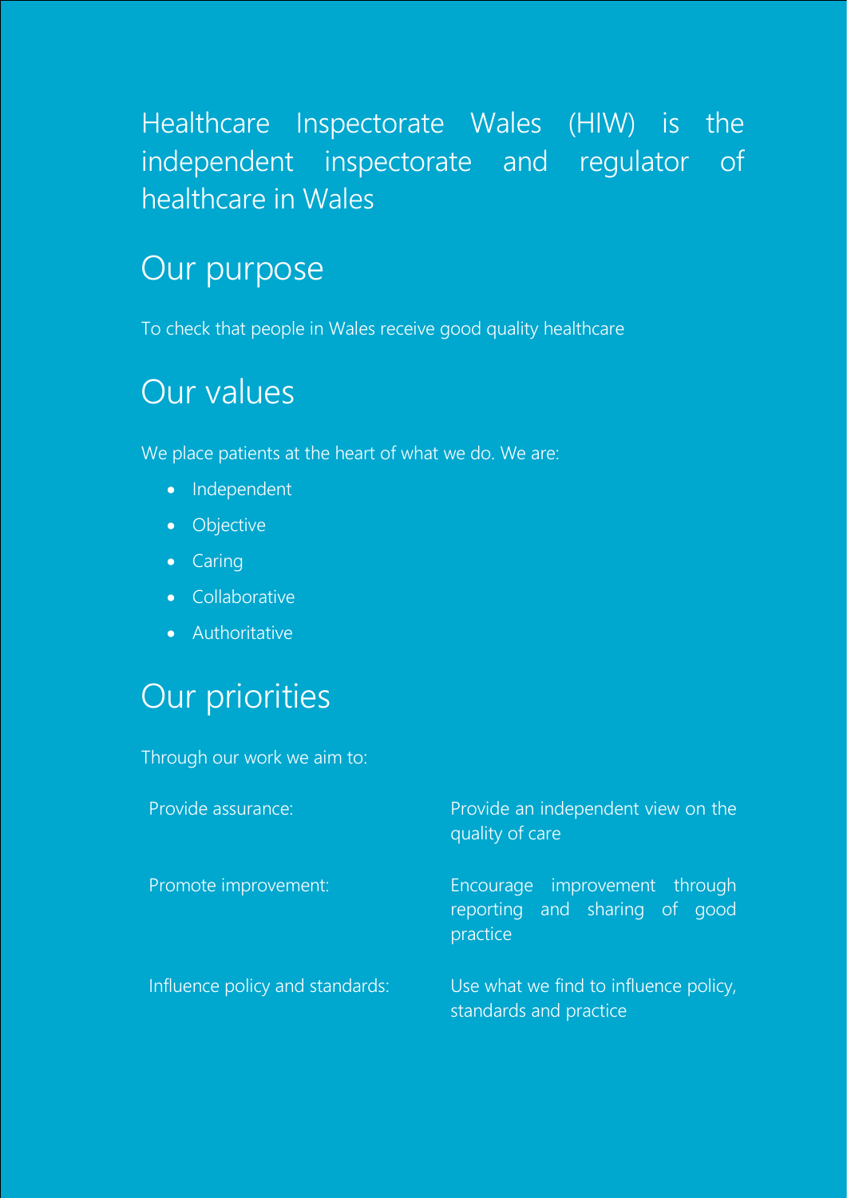Healthcare Inspectorate Wales (HIW) is the independent inspectorate and regulator of healthcare in Wales

## Our purpose

To check that people in Wales receive good quality healthcare

## Our values

We place patients at the heart of what we do. We are:

- Independent
- Objective
- Caring
- Collaborative
- Authoritative

## Our priorities

Through our work we aim to:

| | |
|---|---|
| Provide assurance: | Provide an independent view on the quality of care |
| Promote improvement: | Encourage improvement through reporting and sharing of good practice |
| Influence policy and standards: | Use what we find to influence policy, standards and practice |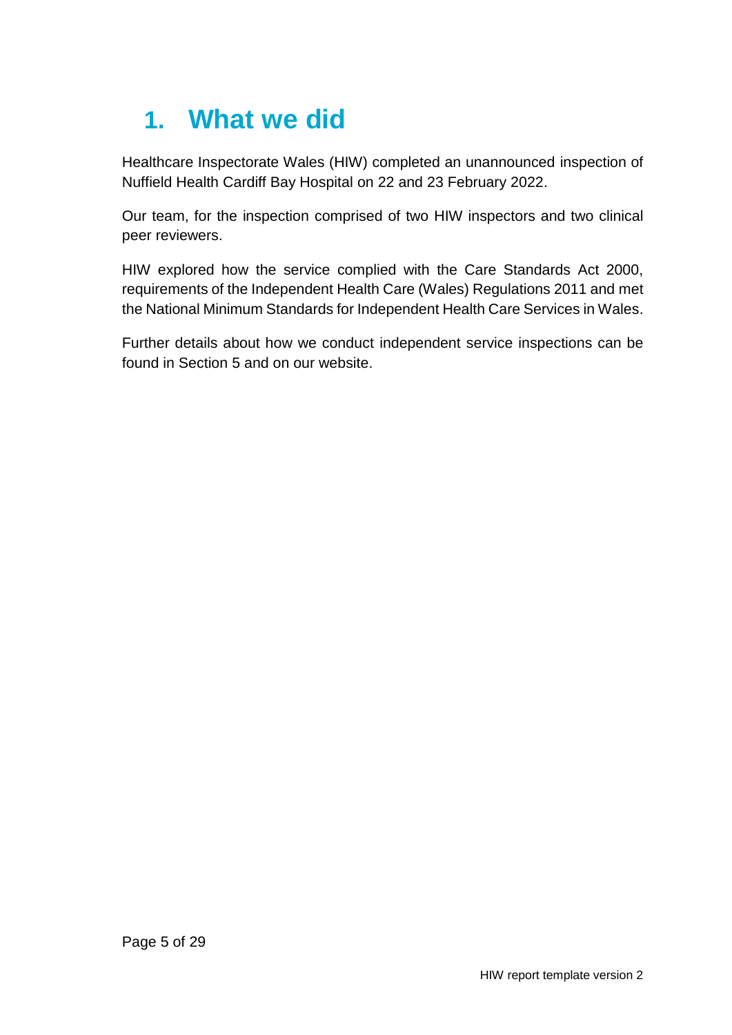# 1. What we did

Healthcare Inspectorate Wales (HIW) completed an unannounced inspection of Nuffield Health Cardiff Bay Hospital on 22 and 23 February 2022.

Our team, for the inspection comprised of two HIW inspectors and two clinical peer reviewers.

HIW explored how the service complied with the Care Standards Act 2000, requirements of the Independent Health Care (Wales) Regulations 2011 and met the National Minimum Standards for Independent Health Care Services in Wales.

Further details about how we conduct independent service inspections can be found in Section 5 and on our website.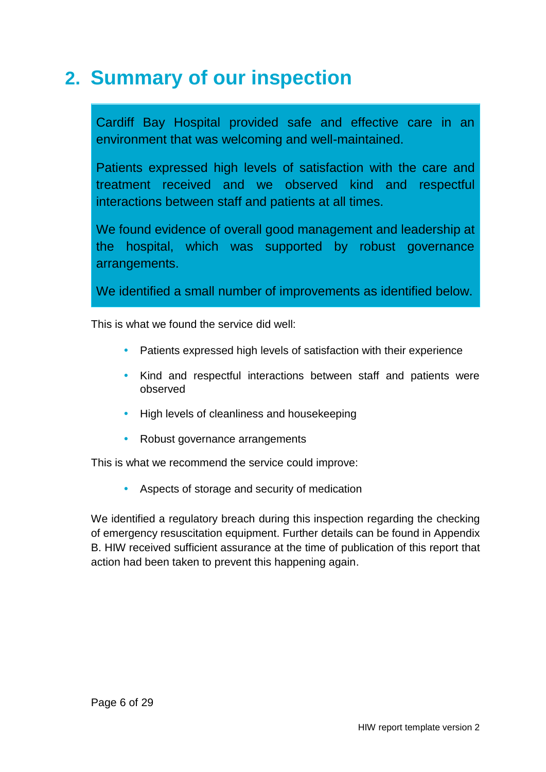# 2. Summary of our inspection

Cardiff Bay Hospital provided safe and effective care in an environment that was welcoming and well-maintained.

Patients expressed high levels of satisfaction with the care and treatment received and we observed kind and respectful interactions between staff and patients at all times.

We found evidence of overall good management and leadership at the hospital, which was supported by robust governance arrangements.

We identified a small number of improvements as identified below.

This is what we found the service did well:

- Patients expressed high levels of satisfaction with their experience
- Kind and respectful interactions between staff and patients were observed
- High levels of cleanliness and housekeeping
- Robust governance arrangements

This is what we recommend the service could improve:

- Aspects of storage and security of medication

We identified a regulatory breach during this inspection regarding the checking of emergency resuscitation equipment. Further details can be found in Appendix B. HIW received sufficient assurance at the time of publication of this report that action had been taken to prevent this happening again.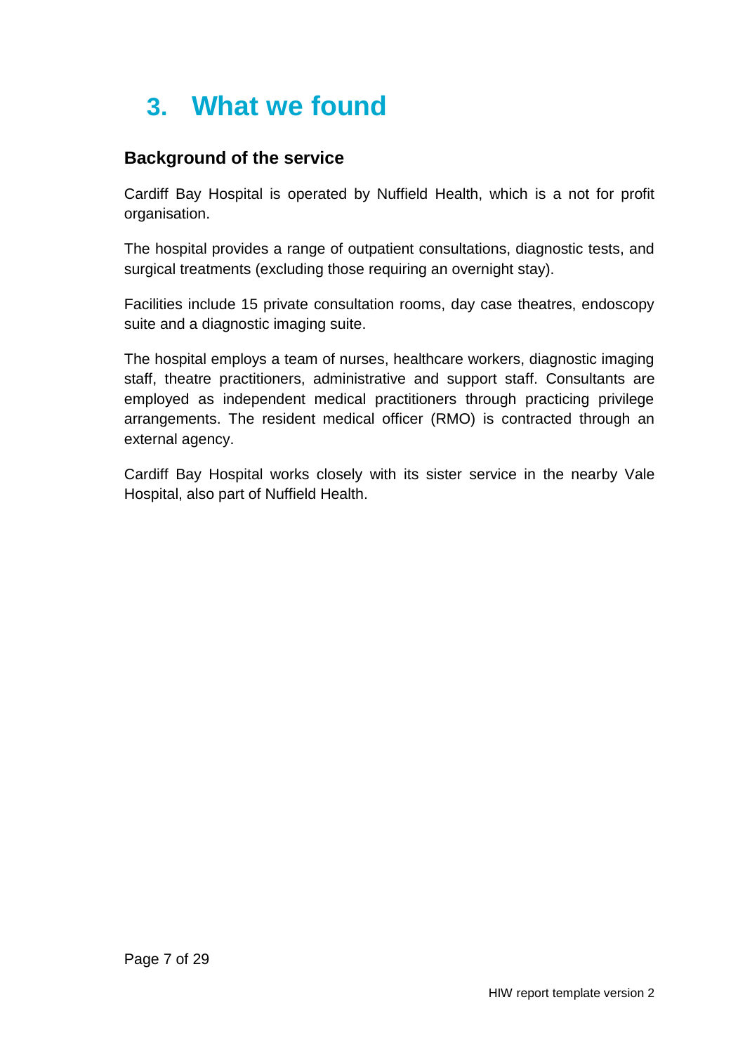# 3. What we found

## Background of the service

Cardiff Bay Hospital is operated by Nuffield Health, which is a not for profit organisation.

The hospital provides a range of outpatient consultations, diagnostic tests, and surgical treatments (excluding those requiring an overnight stay).

Facilities include 15 private consultation rooms, day case theatres, endoscopy suite and a diagnostic imaging suite.

The hospital employs a team of nurses, healthcare workers, diagnostic imaging staff, theatre practitioners, administrative and support staff. Consultants are employed as independent medical practitioners through practicing privilege arrangements. The resident medical officer (RMO) is contracted through an external agency.

Cardiff Bay Hospital works closely with its sister service in the nearby Vale Hospital, also part of Nuffield Health.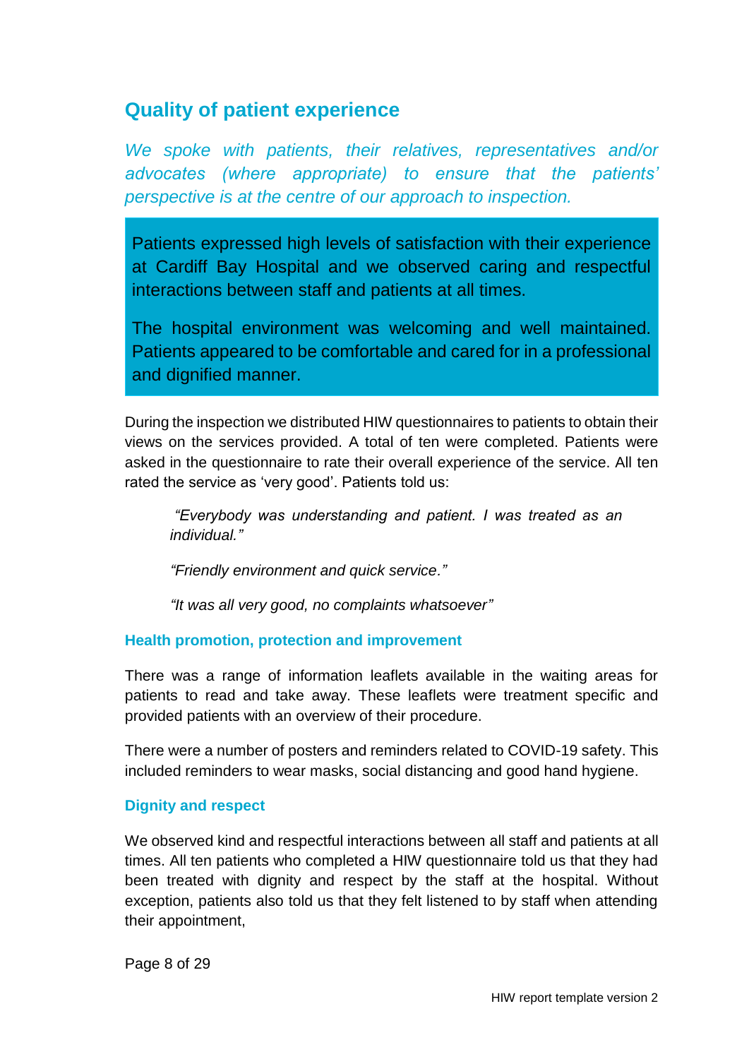## Quality of patient experience

*We spoke with patients, their relatives, representatives and/or advocates (where appropriate) to ensure that the patients' perspective is at the centre of our approach to inspection.*

Patients expressed high levels of satisfaction with their experience at Cardiff Bay Hospital and we observed caring and respectful interactions between staff and patients at all times.

The hospital environment was welcoming and well maintained. Patients appeared to be comfortable and cared for in a professional and dignified manner.

During the inspection we distributed HIW questionnaires to patients to obtain their views on the services provided. A total of ten were completed. Patients were asked in the questionnaire to rate their overall experience of the service. All ten rated the service as 'very good'. Patients told us:

> *"Everybody was understanding and patient. I was treated as an individual."*
>
> *"Friendly environment and quick service."*
>
> *"It was all very good, no complaints whatsoever"*

### Health promotion, protection and improvement

There was a range of information leaflets available in the waiting areas for patients to read and take away. These leaflets were treatment specific and provided patients with an overview of their procedure.

There were a number of posters and reminders related to COVID-19 safety. This included reminders to wear masks, social distancing and good hand hygiene.

### Dignity and respect

We observed kind and respectful interactions between all staff and patients at all times. All ten patients who completed a HIW questionnaire told us that they had been treated with dignity and respect by the staff at the hospital. Without exception, patients also told us that they felt listened to by staff when attending their appointment,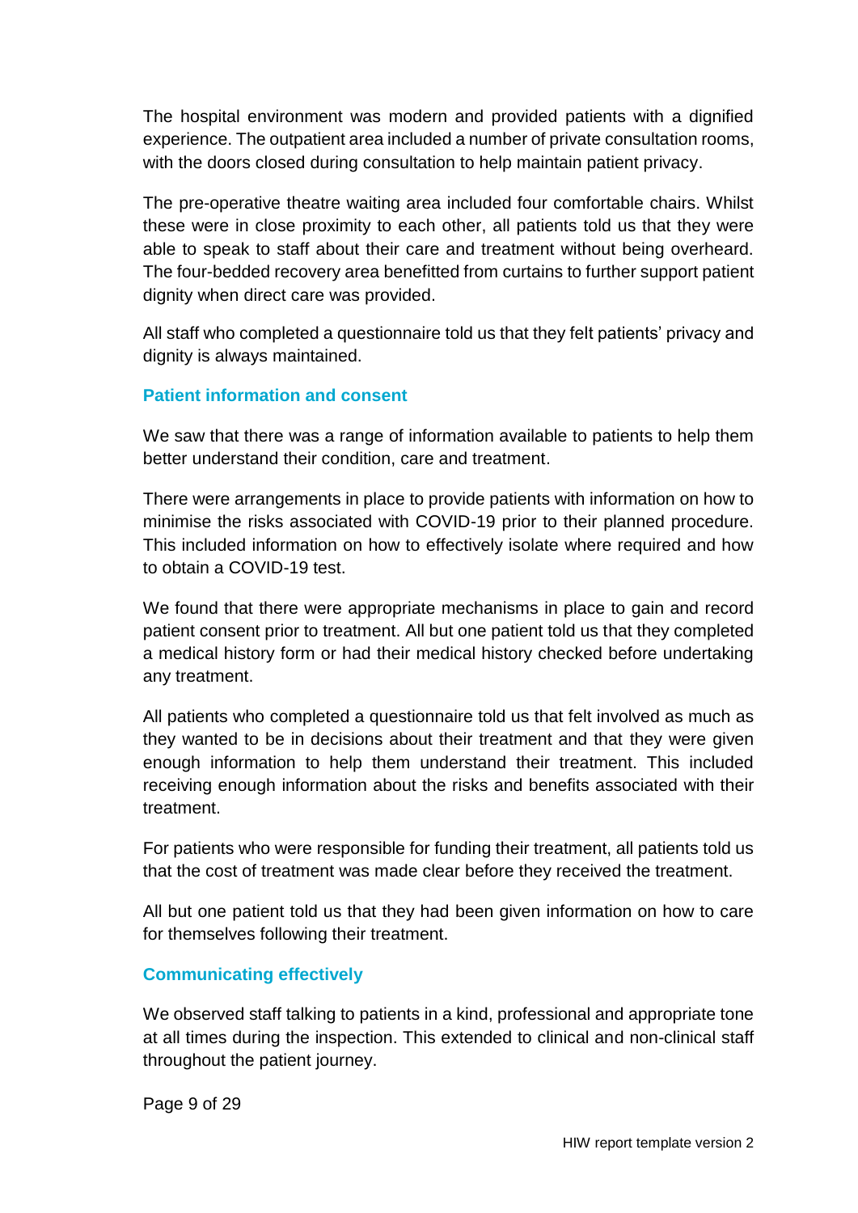The hospital environment was modern and provided patients with a dignified experience. The outpatient area included a number of private consultation rooms, with the doors closed during consultation to help maintain patient privacy.

The pre-operative theatre waiting area included four comfortable chairs. Whilst these were in close proximity to each other, all patients told us that they were able to speak to staff about their care and treatment without being overheard. The four-bedded recovery area benefitted from curtains to further support patient dignity when direct care was provided.

All staff who completed a questionnaire told us that they felt patients' privacy and dignity is always maintained.

### Patient information and consent

We saw that there was a range of information available to patients to help them better understand their condition, care and treatment.

There were arrangements in place to provide patients with information on how to minimise the risks associated with COVID-19 prior to their planned procedure. This included information on how to effectively isolate where required and how to obtain a COVID-19 test.

We found that there were appropriate mechanisms in place to gain and record patient consent prior to treatment. All but one patient told us that they completed a medical history form or had their medical history checked before undertaking any treatment.

All patients who completed a questionnaire told us that felt involved as much as they wanted to be in decisions about their treatment and that they were given enough information to help them understand their treatment. This included receiving enough information about the risks and benefits associated with their treatment.

For patients who were responsible for funding their treatment, all patients told us that the cost of treatment was made clear before they received the treatment.

All but one patient told us that they had been given information on how to care for themselves following their treatment.

### Communicating effectively

We observed staff talking to patients in a kind, professional and appropriate tone at all times during the inspection. This extended to clinical and non-clinical staff throughout the patient journey.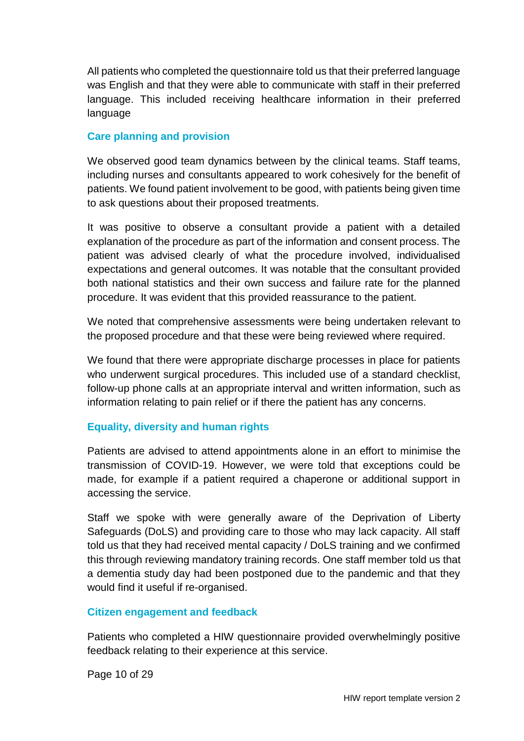All patients who completed the questionnaire told us that their preferred language was English and that they were able to communicate with staff in their preferred language. This included receiving healthcare information in their preferred language

### Care planning and provision

We observed good team dynamics between by the clinical teams. Staff teams, including nurses and consultants appeared to work cohesively for the benefit of patients. We found patient involvement to be good, with patients being given time to ask questions about their proposed treatments.

It was positive to observe a consultant provide a patient with a detailed explanation of the procedure as part of the information and consent process. The patient was advised clearly of what the procedure involved, individualised expectations and general outcomes. It was notable that the consultant provided both national statistics and their own success and failure rate for the planned procedure. It was evident that this provided reassurance to the patient.

We noted that comprehensive assessments were being undertaken relevant to the proposed procedure and that these were being reviewed where required.

We found that there were appropriate discharge processes in place for patients who underwent surgical procedures. This included use of a standard checklist, follow-up phone calls at an appropriate interval and written information, such as information relating to pain relief or if there the patient has any concerns.

### Equality, diversity and human rights

Patients are advised to attend appointments alone in an effort to minimise the transmission of COVID-19. However, we were told that exceptions could be made, for example if a patient required a chaperone or additional support in accessing the service.

Staff we spoke with were generally aware of the Deprivation of Liberty Safeguards (DoLS) and providing care to those who may lack capacity. All staff told us that they had received mental capacity / DoLS training and we confirmed this through reviewing mandatory training records. One staff member told us that a dementia study day had been postponed due to the pandemic and that they would find it useful if re-organised.

### Citizen engagement and feedback

Patients who completed a HIW questionnaire provided overwhelmingly positive feedback relating to their experience at this service.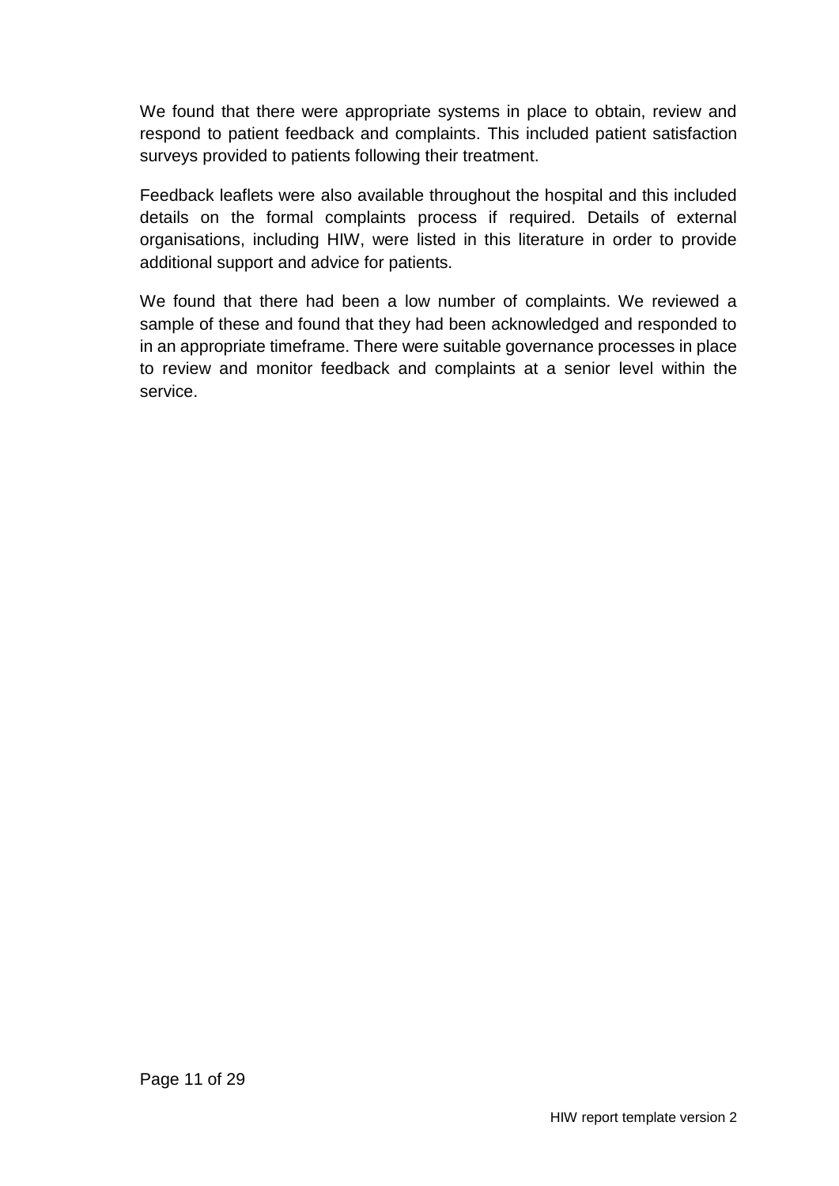We found that there were appropriate systems in place to obtain, review and respond to patient feedback and complaints. This included patient satisfaction surveys provided to patients following their treatment.

Feedback leaflets were also available throughout the hospital and this included details on the formal complaints process if required. Details of external organisations, including HIW, were listed in this literature in order to provide additional support and advice for patients.

We found that there had been a low number of complaints. We reviewed a sample of these and found that they had been acknowledged and responded to in an appropriate timeframe. There were suitable governance processes in place to review and monitor feedback and complaints at a senior level within the service.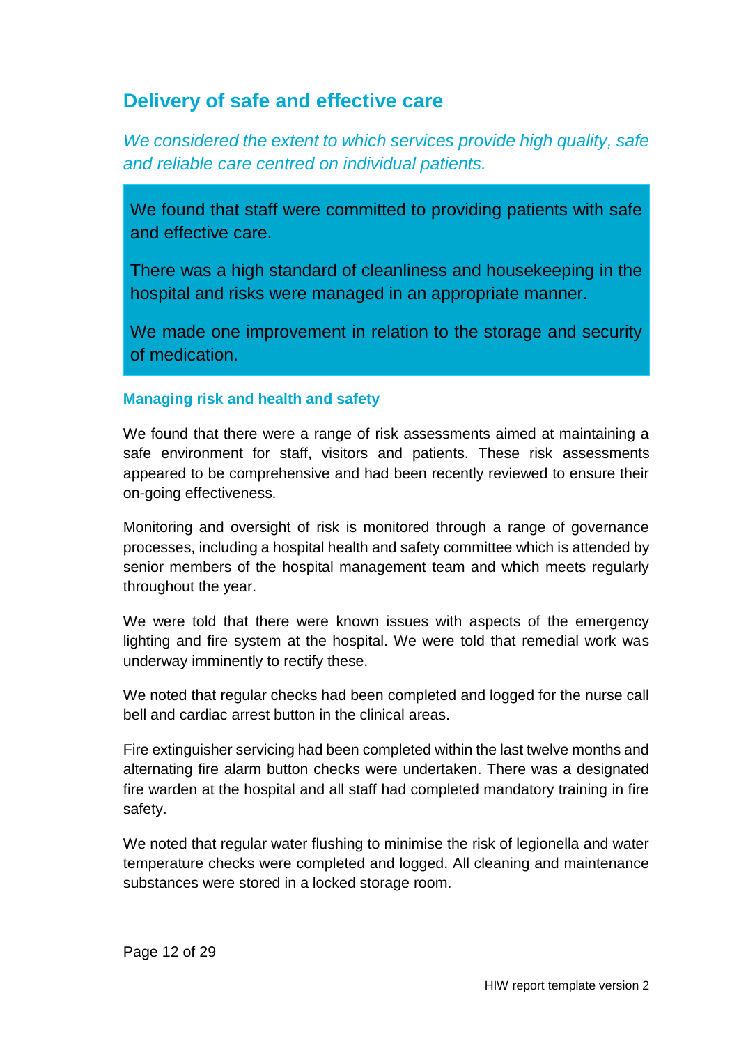## Delivery of safe and effective care

*We considered the extent to which services provide high quality, safe and reliable care centred on individual patients.*

We found that staff were committed to providing patients with safe and effective care.

There was a high standard of cleanliness and housekeeping in the hospital and risks were managed in an appropriate manner.

We made one improvement in relation to the storage and security of medication.

### Managing risk and health and safety

We found that there were a range of risk assessments aimed at maintaining a safe environment for staff, visitors and patients. These risk assessments appeared to be comprehensive and had been recently reviewed to ensure their on-going effectiveness.

Monitoring and oversight of risk is monitored through a range of governance processes, including a hospital health and safety committee which is attended by senior members of the hospital management team and which meets regularly throughout the year.

We were told that there were known issues with aspects of the emergency lighting and fire system at the hospital. We were told that remedial work was underway imminently to rectify these.

We noted that regular checks had been completed and logged for the nurse call bell and cardiac arrest button in the clinical areas.

Fire extinguisher servicing had been completed within the last twelve months and alternating fire alarm button checks were undertaken. There was a designated fire warden at the hospital and all staff had completed mandatory training in fire safety.

We noted that regular water flushing to minimise the risk of legionella and water temperature checks were completed and logged. All cleaning and maintenance substances were stored in a locked storage room.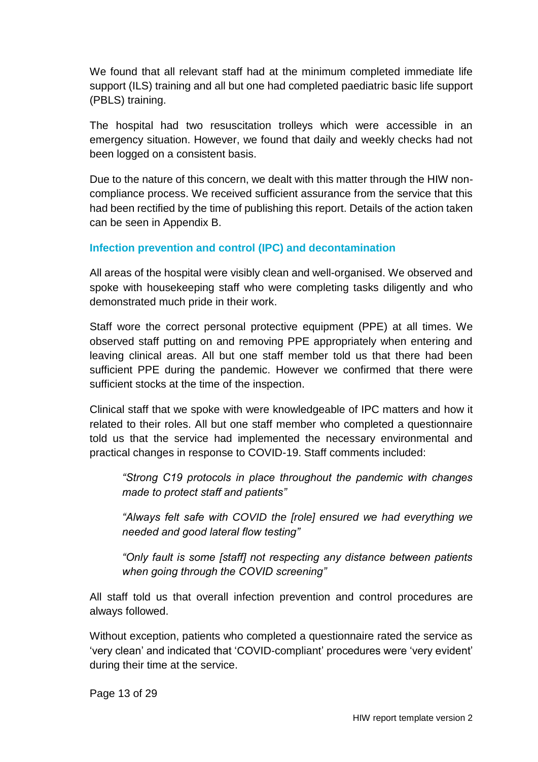We found that all relevant staff had at the minimum completed immediate life support (ILS) training and all but one had completed paediatric basic life support (PBLS) training.

The hospital had two resuscitation trolleys which were accessible in an emergency situation. However, we found that daily and weekly checks had not been logged on a consistent basis.

Due to the nature of this concern, we dealt with this matter through the HIW non-compliance process. We received sufficient assurance from the service that this had been rectified by the time of publishing this report. Details of the action taken can be seen in Appendix B.

### Infection prevention and control (IPC) and decontamination

All areas of the hospital were visibly clean and well-organised. We observed and spoke with housekeeping staff who were completing tasks diligently and who demonstrated much pride in their work.

Staff wore the correct personal protective equipment (PPE) at all times. We observed staff putting on and removing PPE appropriately when entering and leaving clinical areas. All but one staff member told us that there had been sufficient PPE during the pandemic. However we confirmed that there were sufficient stocks at the time of the inspection.

Clinical staff that we spoke with were knowledgeable of IPC matters and how it related to their roles. All but one staff member who completed a questionnaire told us that the service had implemented the necessary environmental and practical changes in response to COVID-19. Staff comments included:

> *"Strong C19 protocols in place throughout the pandemic with changes made to protect staff and patients"*
>
> *"Always felt safe with COVID the [role] ensured we had everything we needed and good lateral flow testing"*
>
> *"Only fault is some [staff] not respecting any distance between patients when going through the COVID screening"*

All staff told us that overall infection prevention and control procedures are always followed.

Without exception, patients who completed a questionnaire rated the service as 'very clean' and indicated that 'COVID-compliant' procedures were 'very evident' during their time at the service.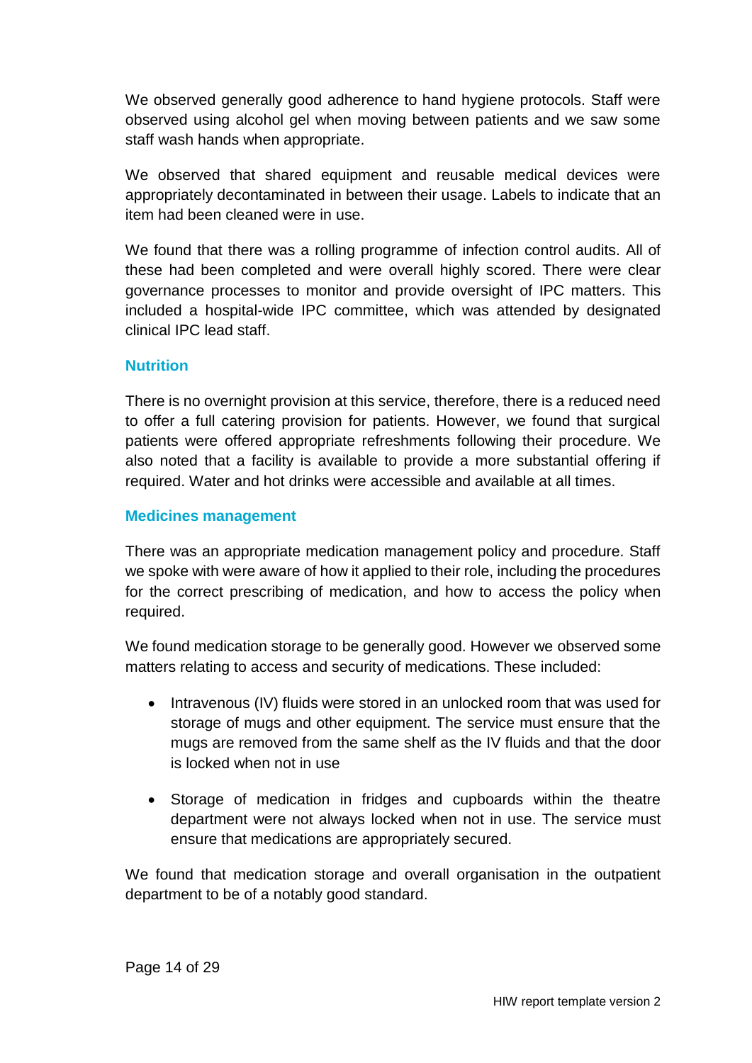We observed generally good adherence to hand hygiene protocols. Staff were observed using alcohol gel when moving between patients and we saw some staff wash hands when appropriate.

We observed that shared equipment and reusable medical devices were appropriately decontaminated in between their usage. Labels to indicate that an item had been cleaned were in use.

We found that there was a rolling programme of infection control audits. All of these had been completed and were overall highly scored. There were clear governance processes to monitor and provide oversight of IPC matters. This included a hospital-wide IPC committee, which was attended by designated clinical IPC lead staff.

### Nutrition

There is no overnight provision at this service, therefore, there is a reduced need to offer a full catering provision for patients. However, we found that surgical patients were offered appropriate refreshments following their procedure. We also noted that a facility is available to provide a more substantial offering if required. Water and hot drinks were accessible and available at all times.

### Medicines management

There was an appropriate medication management policy and procedure. Staff we spoke with were aware of how it applied to their role, including the procedures for the correct prescribing of medication, and how to access the policy when required.

We found medication storage to be generally good. However we observed some matters relating to access and security of medications. These included:

- Intravenous (IV) fluids were stored in an unlocked room that was used for storage of mugs and other equipment. The service must ensure that the mugs are removed from the same shelf as the IV fluids and that the door is locked when not in use
- Storage of medication in fridges and cupboards within the theatre department were not always locked when not in use. The service must ensure that medications are appropriately secured.

We found that medication storage and overall organisation in the outpatient department to be of a notably good standard.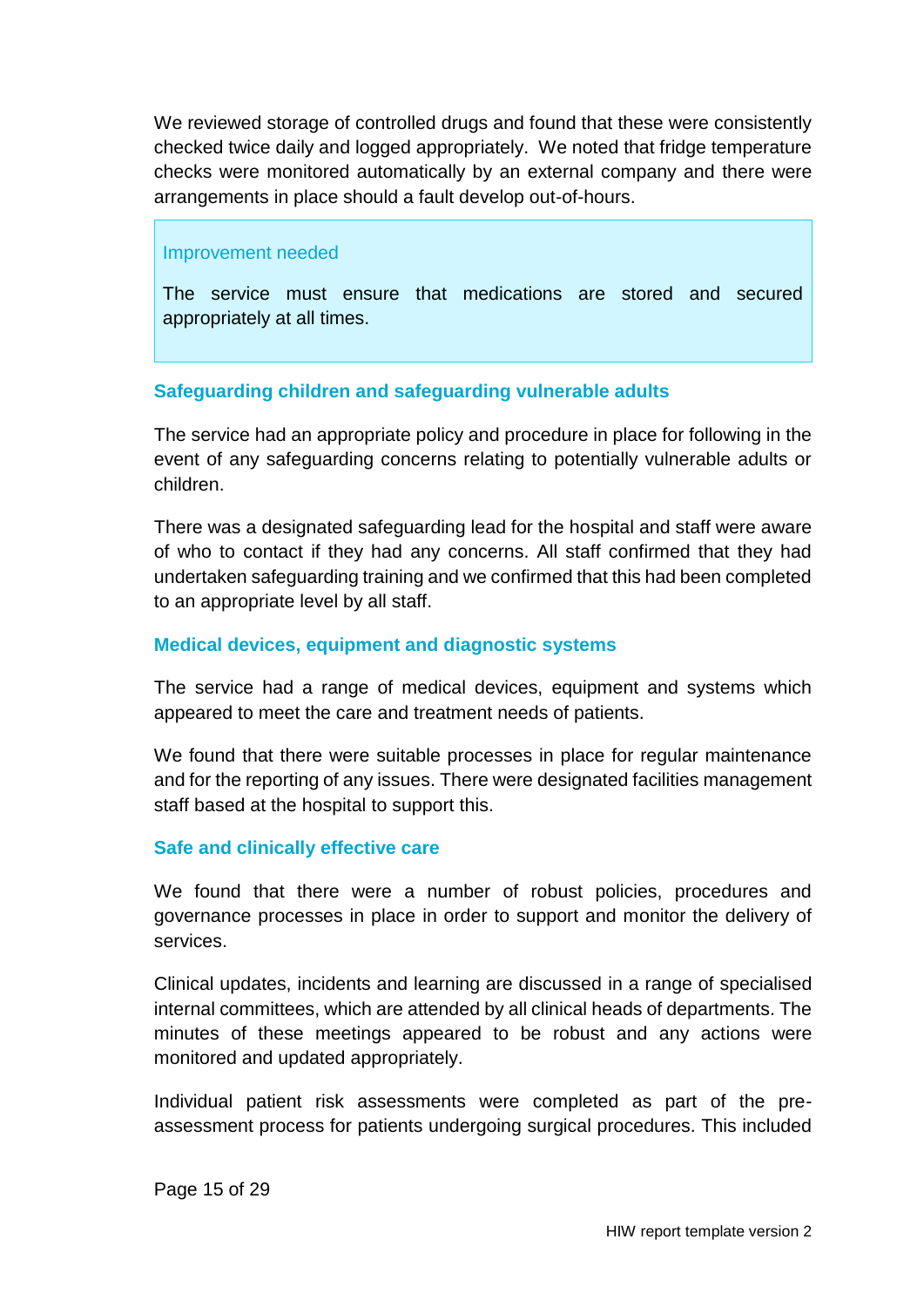We reviewed storage of controlled drugs and found that these were consistently checked twice daily and logged appropriately. We noted that fridge temperature checks were monitored automatically by an external company and there were arrangements in place should a fault develop out-of-hours.

> Improvement needed
>
> The service must ensure that medications are stored and secured appropriately at all times.

### Safeguarding children and safeguarding vulnerable adults

The service had an appropriate policy and procedure in place for following in the event of any safeguarding concerns relating to potentially vulnerable adults or children.

There was a designated safeguarding lead for the hospital and staff were aware of who to contact if they had any concerns. All staff confirmed that they had undertaken safeguarding training and we confirmed that this had been completed to an appropriate level by all staff.

### Medical devices, equipment and diagnostic systems

The service had a range of medical devices, equipment and systems which appeared to meet the care and treatment needs of patients.

We found that there were suitable processes in place for regular maintenance and for the reporting of any issues. There were designated facilities management staff based at the hospital to support this.

### Safe and clinically effective care

We found that there were a number of robust policies, procedures and governance processes in place in order to support and monitor the delivery of services.

Clinical updates, incidents and learning are discussed in a range of specialised internal committees, which are attended by all clinical heads of departments. The minutes of these meetings appeared to be robust and any actions were monitored and updated appropriately.

Individual patient risk assessments were completed as part of the pre-assessment process for patients undergoing surgical procedures. This included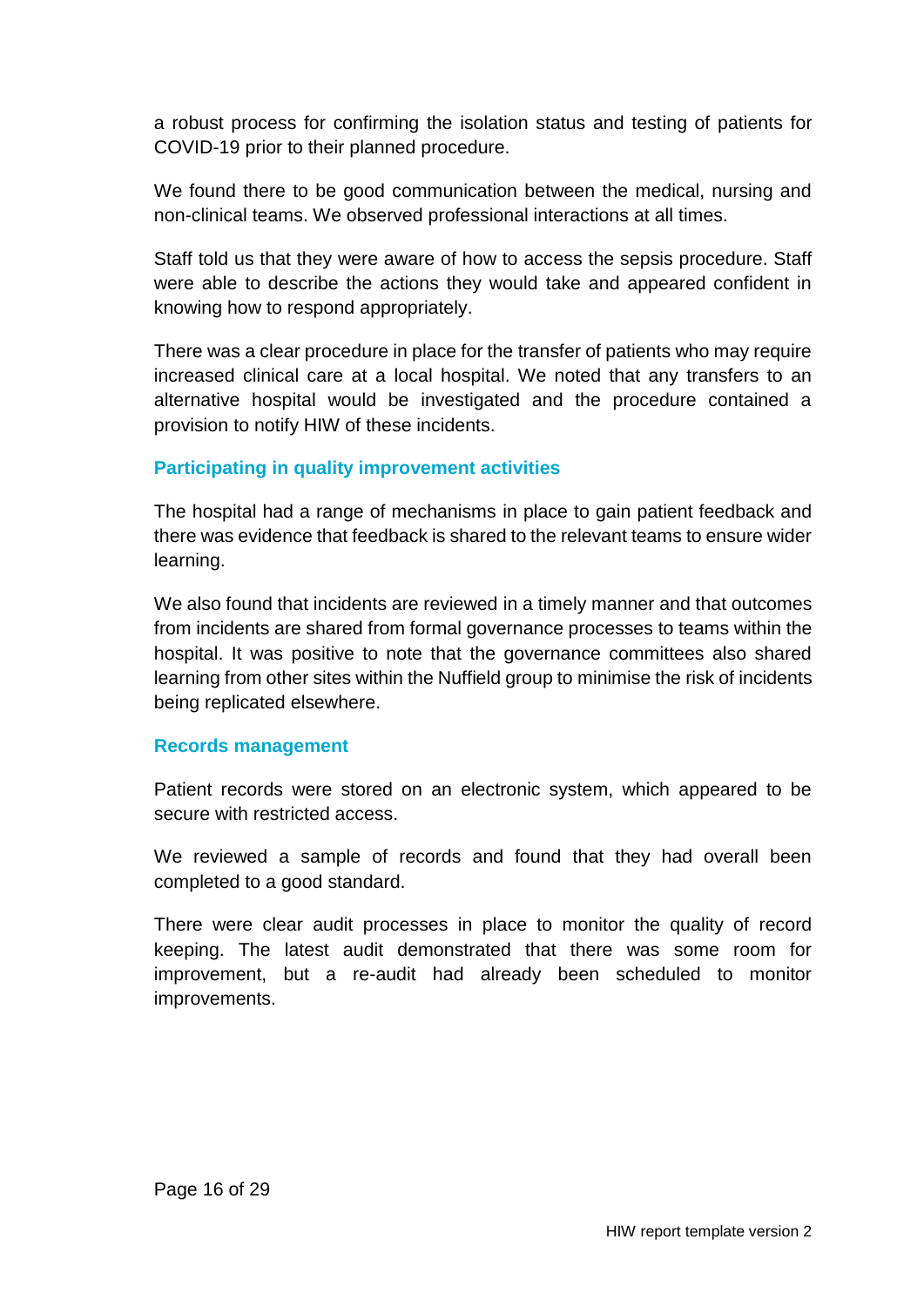a robust process for confirming the isolation status and testing of patients for COVID-19 prior to their planned procedure.

We found there to be good communication between the medical, nursing and non-clinical teams. We observed professional interactions at all times.

Staff told us that they were aware of how to access the sepsis procedure. Staff were able to describe the actions they would take and appeared confident in knowing how to respond appropriately.

There was a clear procedure in place for the transfer of patients who may require increased clinical care at a local hospital. We noted that any transfers to an alternative hospital would be investigated and the procedure contained a provision to notify HIW of these incidents.

### Participating in quality improvement activities

The hospital had a range of mechanisms in place to gain patient feedback and there was evidence that feedback is shared to the relevant teams to ensure wider learning.

We also found that incidents are reviewed in a timely manner and that outcomes from incidents are shared from formal governance processes to teams within the hospital. It was positive to note that the governance committees also shared learning from other sites within the Nuffield group to minimise the risk of incidents being replicated elsewhere.

### Records management

Patient records were stored on an electronic system, which appeared to be secure with restricted access.

We reviewed a sample of records and found that they had overall been completed to a good standard.

There were clear audit processes in place to monitor the quality of record keeping. The latest audit demonstrated that there was some room for improvement, but a re-audit had already been scheduled to monitor improvements.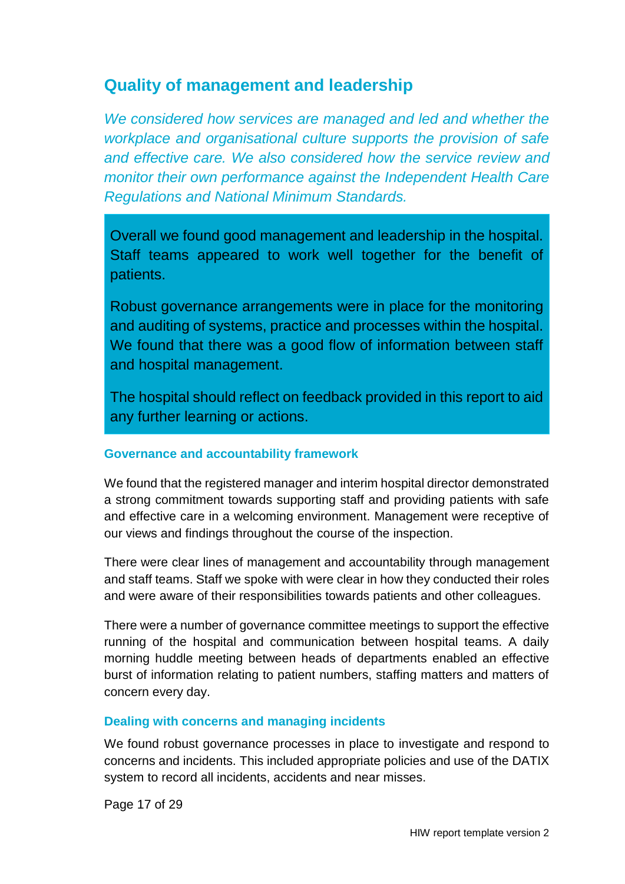## Quality of management and leadership

*We considered how services are managed and led and whether the workplace and organisational culture supports the provision of safe and effective care. We also considered how the service review and monitor their own performance against the Independent Health Care Regulations and National Minimum Standards.*

Overall we found good management and leadership in the hospital. Staff teams appeared to work well together for the benefit of patients.

Robust governance arrangements were in place for the monitoring and auditing of systems, practice and processes within the hospital. We found that there was a good flow of information between staff and hospital management.

The hospital should reflect on feedback provided in this report to aid any further learning or actions.

### Governance and accountability framework

We found that the registered manager and interim hospital director demonstrated a strong commitment towards supporting staff and providing patients with safe and effective care in a welcoming environment. Management were receptive of our views and findings throughout the course of the inspection.

There were clear lines of management and accountability through management and staff teams. Staff we spoke with were clear in how they conducted their roles and were aware of their responsibilities towards patients and other colleagues.

There were a number of governance committee meetings to support the effective running of the hospital and communication between hospital teams. A daily morning huddle meeting between heads of departments enabled an effective burst of information relating to patient numbers, staffing matters and matters of concern every day.

### Dealing with concerns and managing incidents

We found robust governance processes in place to investigate and respond to concerns and incidents. This included appropriate policies and use of the DATIX system to record all incidents, accidents and near misses.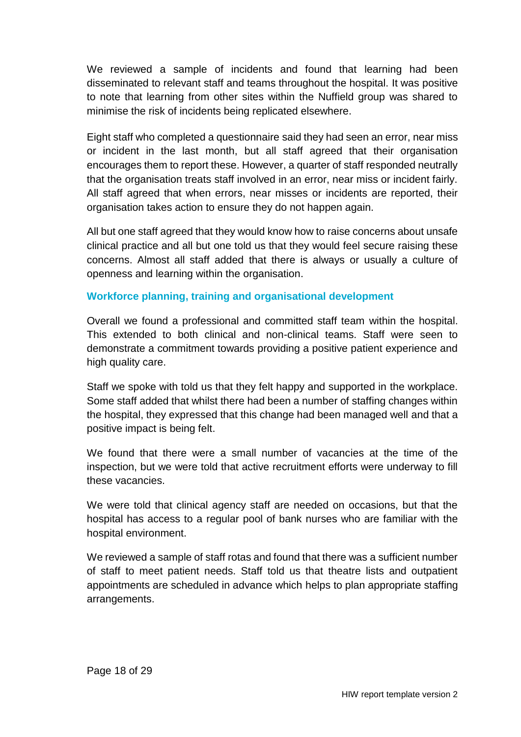We reviewed a sample of incidents and found that learning had been disseminated to relevant staff and teams throughout the hospital. It was positive to note that learning from other sites within the Nuffield group was shared to minimise the risk of incidents being replicated elsewhere.

Eight staff who completed a questionnaire said they had seen an error, near miss or incident in the last month, but all staff agreed that their organisation encourages them to report these. However, a quarter of staff responded neutrally that the organisation treats staff involved in an error, near miss or incident fairly. All staff agreed that when errors, near misses or incidents are reported, their organisation takes action to ensure they do not happen again.

All but one staff agreed that they would know how to raise concerns about unsafe clinical practice and all but one told us that they would feel secure raising these concerns. Almost all staff added that there is always or usually a culture of openness and learning within the organisation.

### Workforce planning, training and organisational development

Overall we found a professional and committed staff team within the hospital. This extended to both clinical and non-clinical teams. Staff were seen to demonstrate a commitment towards providing a positive patient experience and high quality care.

Staff we spoke with told us that they felt happy and supported in the workplace. Some staff added that whilst there had been a number of staffing changes within the hospital, they expressed that this change had been managed well and that a positive impact is being felt.

We found that there were a small number of vacancies at the time of the inspection, but we were told that active recruitment efforts were underway to fill these vacancies.

We were told that clinical agency staff are needed on occasions, but that the hospital has access to a regular pool of bank nurses who are familiar with the hospital environment.

We reviewed a sample of staff rotas and found that there was a sufficient number of staff to meet patient needs. Staff told us that theatre lists and outpatient appointments are scheduled in advance which helps to plan appropriate staffing arrangements.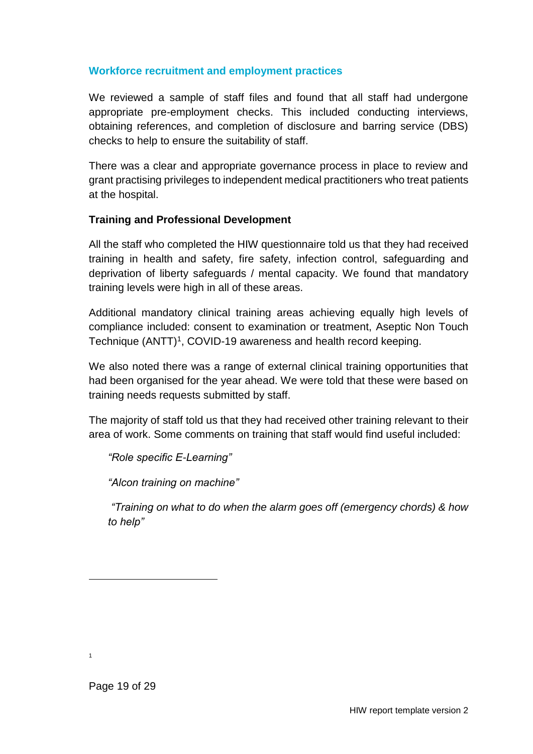## Workforce recruitment and employment practices

We reviewed a sample of staff files and found that all staff had undergone appropriate pre-employment checks. This included conducting interviews, obtaining references, and completion of disclosure and barring service (DBS) checks to help to ensure the suitability of staff.

There was a clear and appropriate governance process in place to review and grant practising privileges to independent medical practitioners who treat patients at the hospital.

### Training and Professional Development

All the staff who completed the HIW questionnaire told us that they had received training in health and safety, fire safety, infection control, safeguarding and deprivation of liberty safeguards / mental capacity. We found that mandatory training levels were high in all of these areas.

Additional mandatory clinical training areas achieving equally high levels of compliance included: consent to examination or treatment, Aseptic Non Touch Technique (ANTT)[1], COVID-19 awareness and health record keeping.

We also noted there was a range of external clinical training opportunities that had been organised for the year ahead. We were told that these were based on training needs requests submitted by staff.

The majority of staff told us that they had received other training relevant to their area of work. Some comments on training that staff would find useful included:

> *"Role specific E-Learning"*
>
> *"Alcon training on machine"*
>
> *"Training on what to do when the alarm goes off (emergency chords) & how to help"*

---

[1]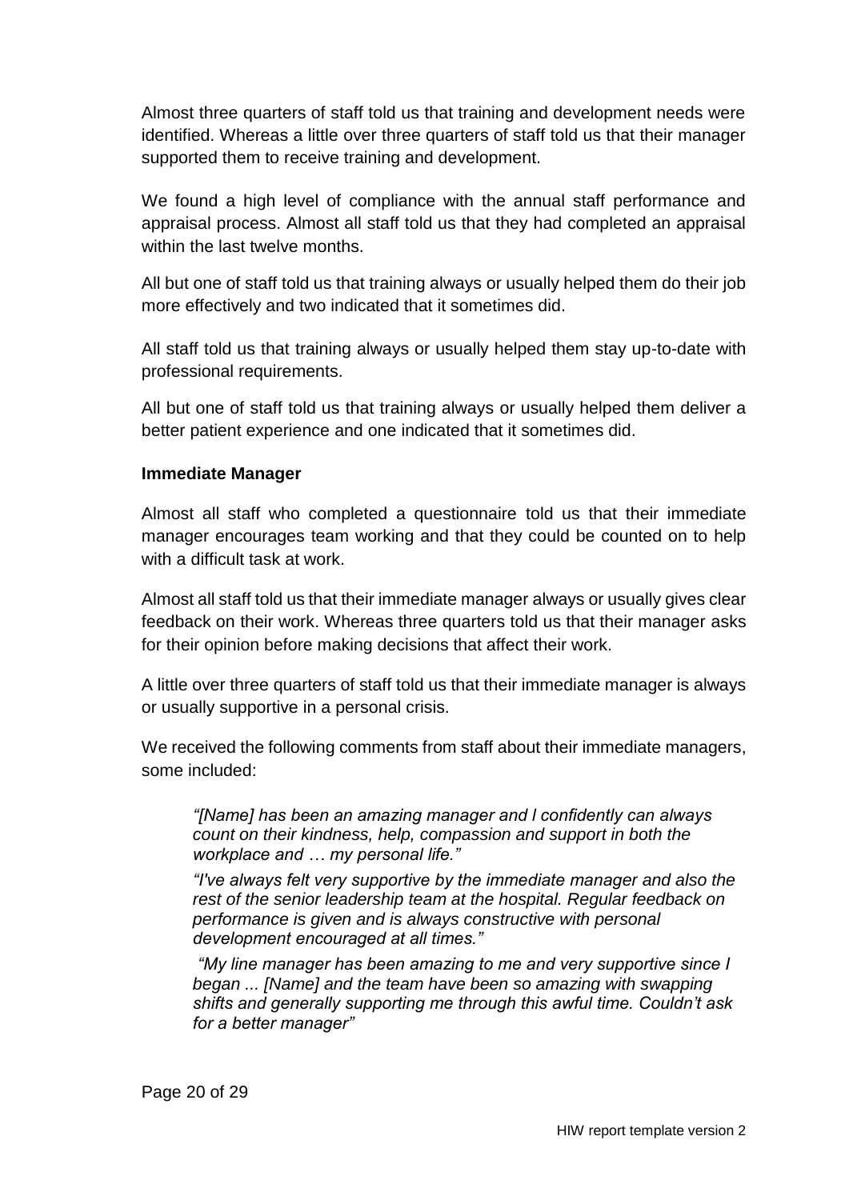Almost three quarters of staff told us that training and development needs were identified. Whereas a little over three quarters of staff told us that their manager supported them to receive training and development.

We found a high level of compliance with the annual staff performance and appraisal process. Almost all staff told us that they had completed an appraisal within the last twelve months.

All but one of staff told us that training always or usually helped them do their job more effectively and two indicated that it sometimes did.

All staff told us that training always or usually helped them stay up-to-date with professional requirements.

All but one of staff told us that training always or usually helped them deliver a better patient experience and one indicated that it sometimes did.

**Immediate Manager**

Almost all staff who completed a questionnaire told us that their immediate manager encourages team working and that they could be counted on to help with a difficult task at work.

Almost all staff told us that their immediate manager always or usually gives clear feedback on their work. Whereas three quarters told us that their manager asks for their opinion before making decisions that affect their work.

A little over three quarters of staff told us that their immediate manager is always or usually supportive in a personal crisis.

We received the following comments from staff about their immediate managers, some included:

> *"[Name] has been an amazing manager and I confidently can always count on their kindness, help, compassion and support in both the workplace and … my personal life."*
>
> *"I've always felt very supportive by the immediate manager and also the rest of the senior leadership team at the hospital. Regular feedback on performance is given and is always constructive with personal development encouraged at all times."*
>
> *"My line manager has been amazing to me and very supportive since I began ... [Name] and the team have been so amazing with swapping shifts and generally supporting me through this awful time. Couldn't ask for a better manager"*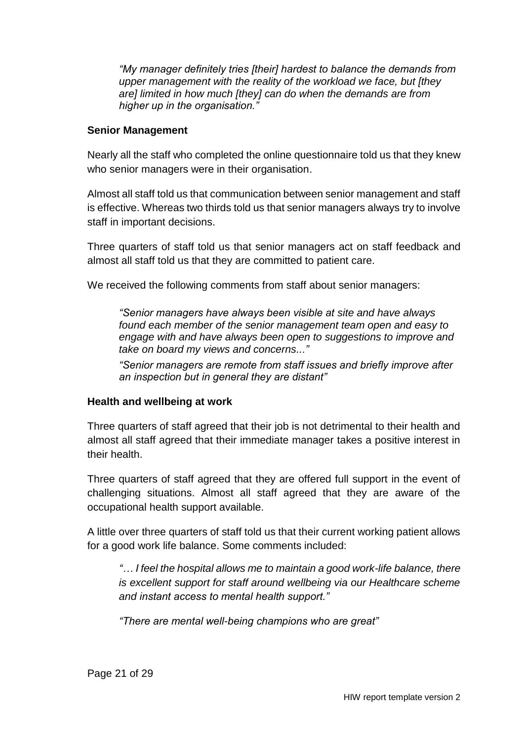*"My manager definitely tries [their] hardest to balance the demands from upper management with the reality of the workload we face, but [they are] limited in how much [they] can do when the demands are from higher up in the organisation."*

**Senior Management**

Nearly all the staff who completed the online questionnaire told us that they knew who senior managers were in their organisation.

Almost all staff told us that communication between senior management and staff is effective. Whereas two thirds told us that senior managers always try to involve staff in important decisions.

Three quarters of staff told us that senior managers act on staff feedback and almost all staff told us that they are committed to patient care.

We received the following comments from staff about senior managers:

*"Senior managers have always been visible at site and have always found each member of the senior management team open and easy to engage with and have always been open to suggestions to improve and take on board my views and concerns..."*

*"Senior managers are remote from staff issues and briefly improve after an inspection but in general they are distant"*

**Health and wellbeing at work**

Three quarters of staff agreed that their job is not detrimental to their health and almost all staff agreed that their immediate manager takes a positive interest in their health.

Three quarters of staff agreed that they are offered full support in the event of challenging situations. Almost all staff agreed that they are aware of the occupational health support available.

A little over three quarters of staff told us that their current working patient allows for a good work life balance. Some comments included:

*"… I feel the hospital allows me to maintain a good work-life balance, there is excellent support for staff around wellbeing via our Healthcare scheme and instant access to mental health support."*

*"There are mental well-being champions who are great"*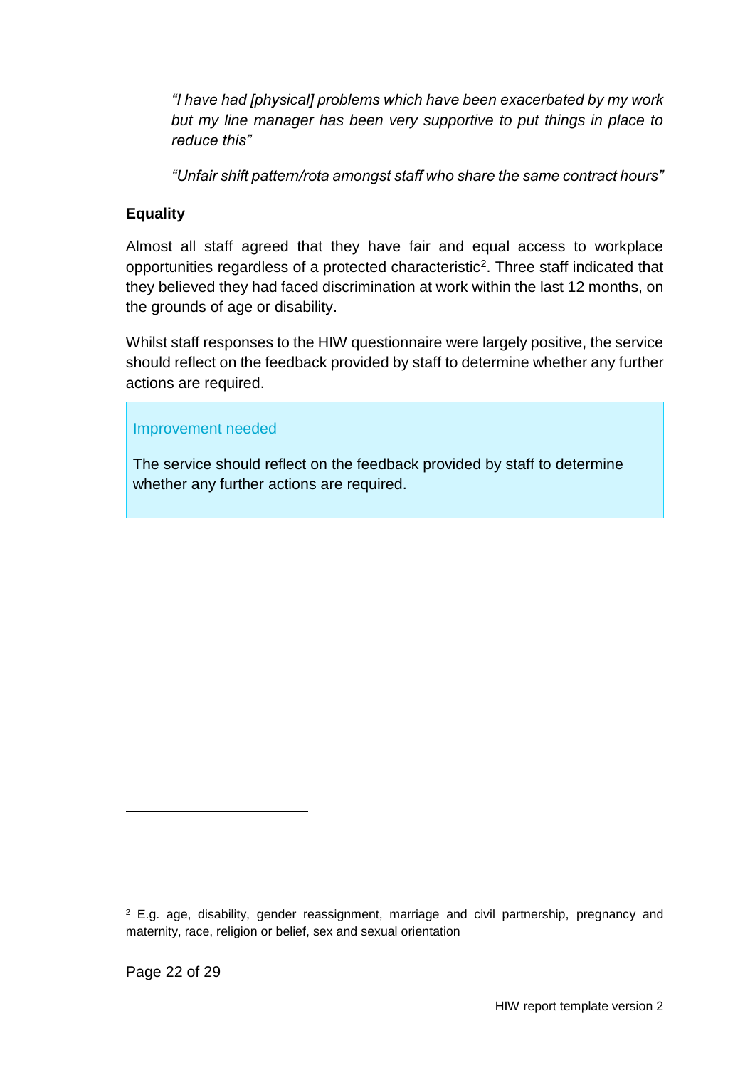*"I have had [physical] problems which have been exacerbated by my work but my line manager has been very supportive to put things in place to reduce this"*

*"Unfair shift pattern/rota amongst staff who share the same contract hours"*

**Equality**

Almost all staff agreed that they have fair and equal access to workplace opportunities regardless of a protected characteristic[2]. Three staff indicated that they believed they had faced discrimination at work within the last 12 months, on the grounds of age or disability.

Whilst staff responses to the HIW questionnaire were largely positive, the service should reflect on the feedback provided by staff to determine whether any further actions are required.

> Improvement needed
>
> The service should reflect on the feedback provided by staff to determine whether any further actions are required.

---

[2] E.g. age, disability, gender reassignment, marriage and civil partnership, pregnancy and maternity, race, religion or belief, sex and sexual orientation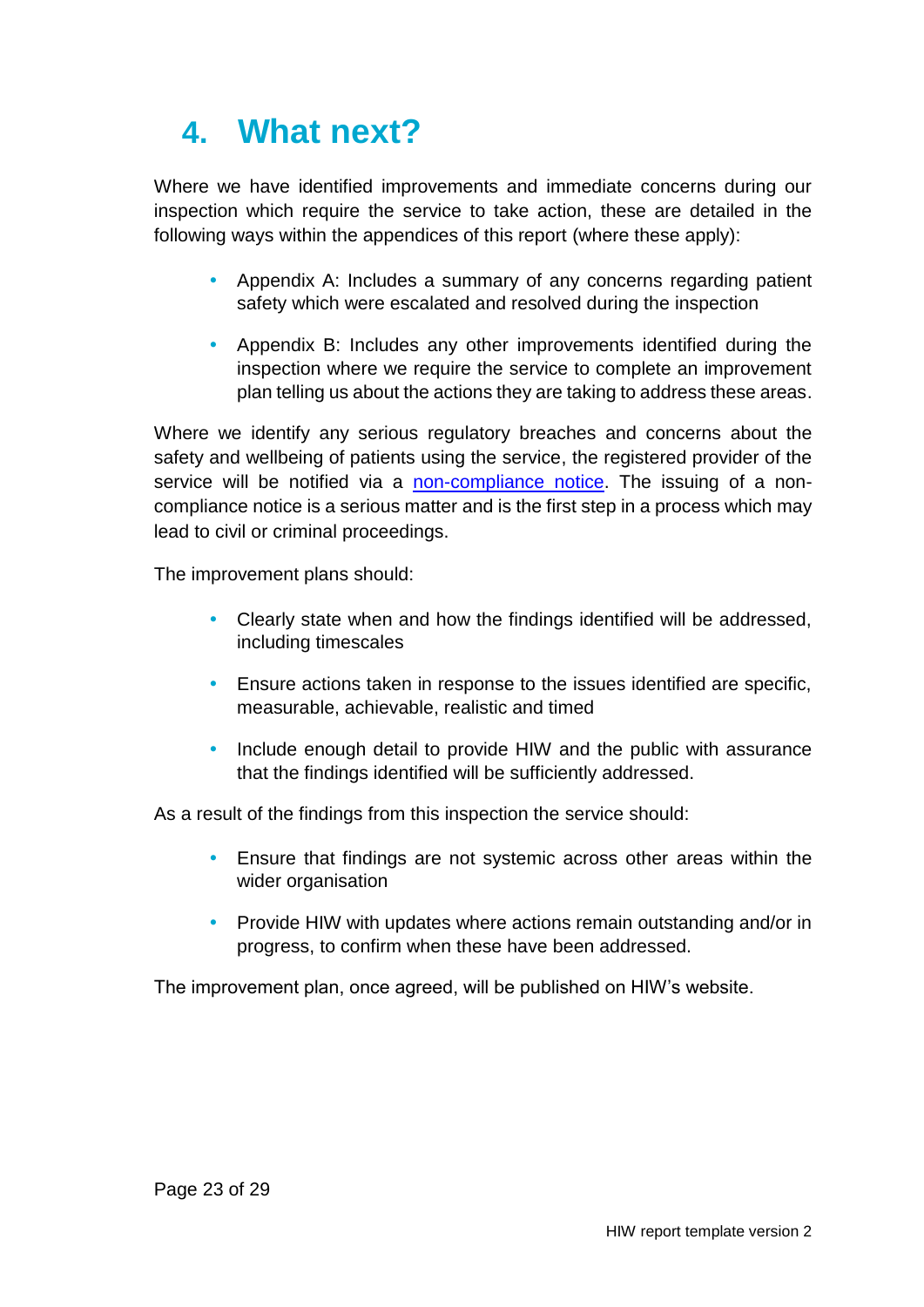# 4. What next?

Where we have identified improvements and immediate concerns during our inspection which require the service to take action, these are detailed in the following ways within the appendices of this report (where these apply):

- Appendix A: Includes a summary of any concerns regarding patient safety which were escalated and resolved during the inspection
- Appendix B: Includes any other improvements identified during the inspection where we require the service to complete an improvement plan telling us about the actions they are taking to address these areas.

Where we identify any serious regulatory breaches and concerns about the safety and wellbeing of patients using the service, the registered provider of the service will be notified via a non-compliance notice. The issuing of a non-compliance notice is a serious matter and is the first step in a process which may lead to civil or criminal proceedings.

The improvement plans should:

- Clearly state when and how the findings identified will be addressed, including timescales
- Ensure actions taken in response to the issues identified are specific, measurable, achievable, realistic and timed
- Include enough detail to provide HIW and the public with assurance that the findings identified will be sufficiently addressed.

As a result of the findings from this inspection the service should:

- Ensure that findings are not systemic across other areas within the wider organisation
- Provide HIW with updates where actions remain outstanding and/or in progress, to confirm when these have been addressed.

The improvement plan, once agreed, will be published on HIW's website.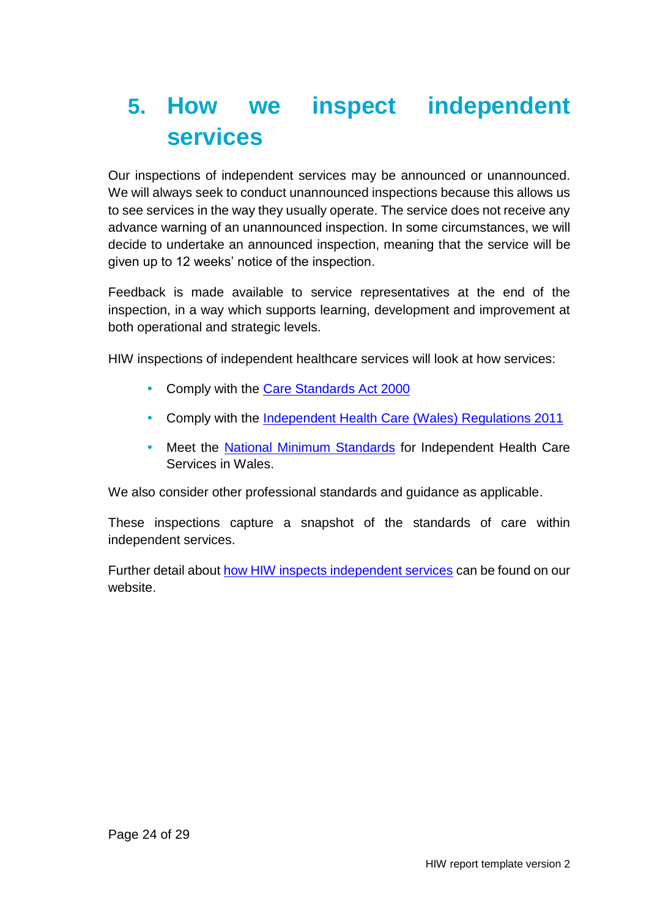# 5. How we inspect independent services

Our inspections of independent services may be announced or unannounced. We will always seek to conduct unannounced inspections because this allows us to see services in the way they usually operate. The service does not receive any advance warning of an unannounced inspection. In some circumstances, we will decide to undertake an announced inspection, meaning that the service will be given up to 12 weeks' notice of the inspection.

Feedback is made available to service representatives at the end of the inspection, in a way which supports learning, development and improvement at both operational and strategic levels.

HIW inspections of independent healthcare services will look at how services:

- Comply with the Care Standards Act 2000
- Comply with the Independent Health Care (Wales) Regulations 2011
- Meet the National Minimum Standards for Independent Health Care Services in Wales.

We also consider other professional standards and guidance as applicable.

These inspections capture a snapshot of the standards of care within independent services.

Further detail about how HIW inspects independent services can be found on our website.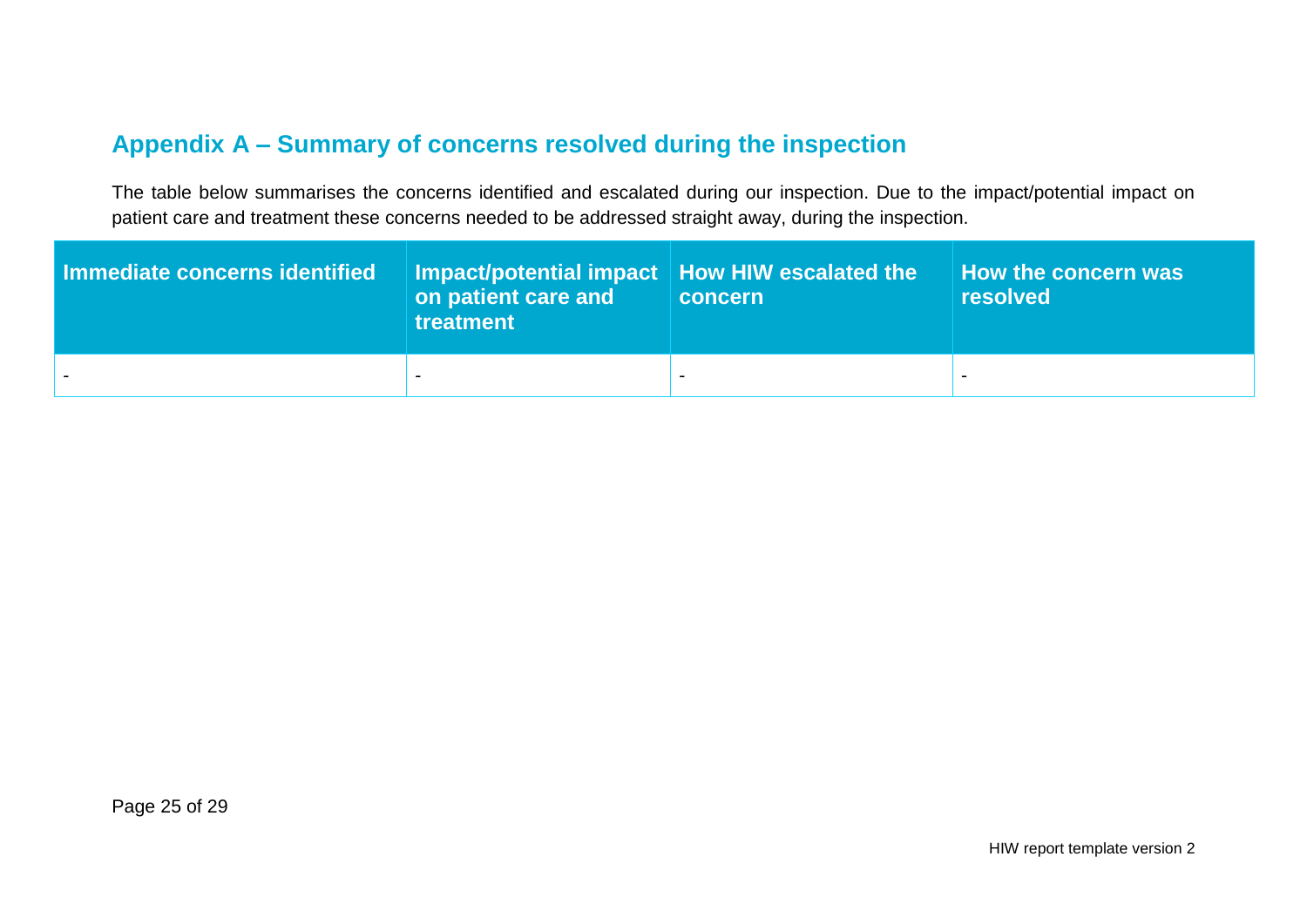## Appendix A – Summary of concerns resolved during the inspection

The table below summarises the concerns identified and escalated during our inspection. Due to the impact/potential impact on patient care and treatment these concerns needed to be addressed straight away, during the inspection.

| Immediate concerns identified | Impact/potential impact on patient care and treatment | How HIW escalated the concern | How the concern was resolved |
| --- | --- | --- | --- |
| - | - | - | - |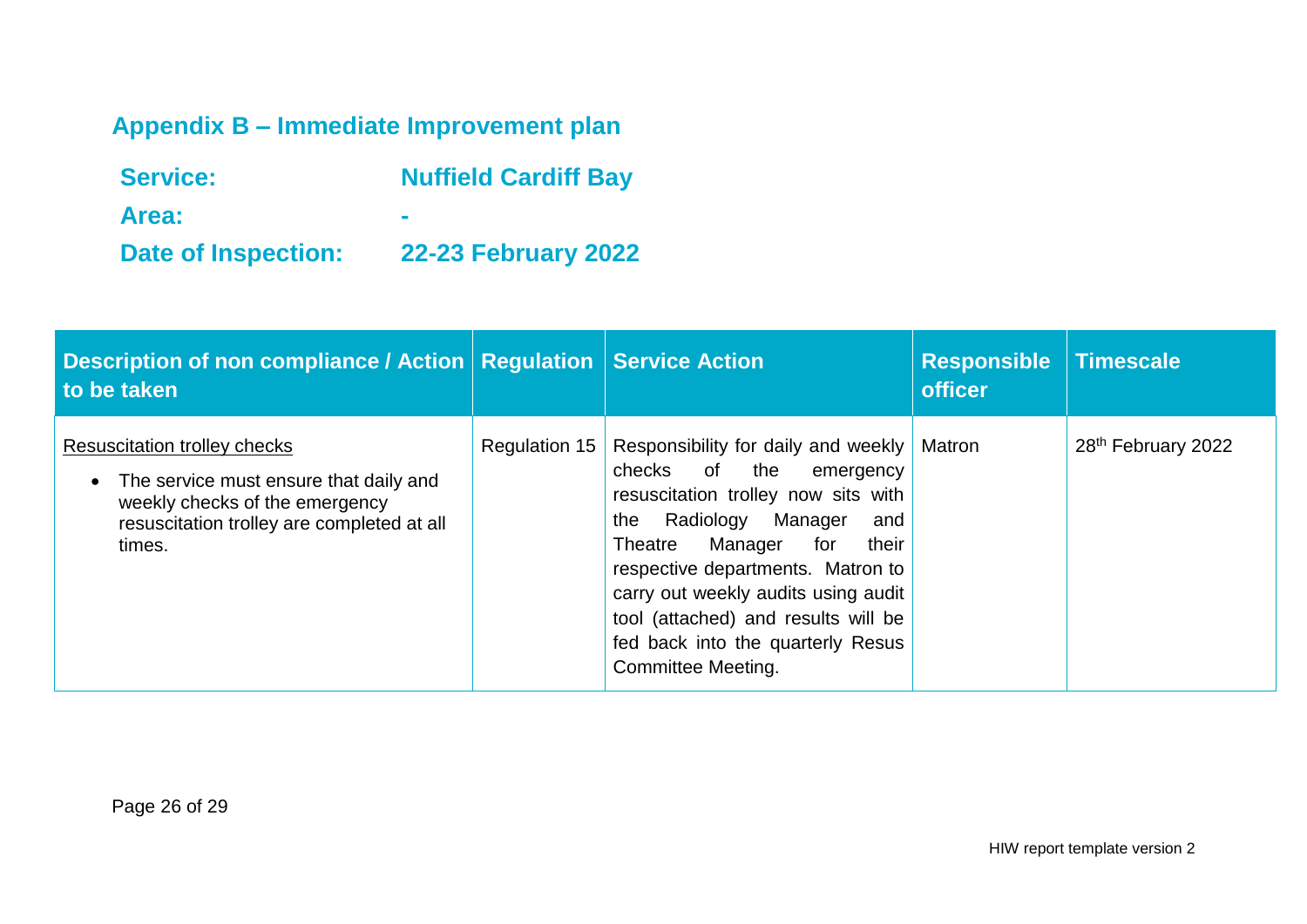## Appendix B – Immediate Improvement plan

**Service:** Nuffield Cardiff Bay

**Area:** -

**Date of Inspection:** 22-23 February 2022

| Description of non compliance / Action to be taken | Regulation | Service Action | Responsible officer | Timescale |
| --- | --- | --- | --- | --- |
| Resuscitation trolley checks<br>• The service must ensure that daily and weekly checks of the emergency resuscitation trolley are completed at all times. | Regulation 15 | Responsibility for daily and weekly checks of the emergency resuscitation trolley now sits with the Radiology Manager and Theatre Manager for their respective departments. Matron to carry out weekly audits using audit tool (attached) and results will be fed back into the quarterly Resus Committee Meeting. | Matron | 28th February 2022 |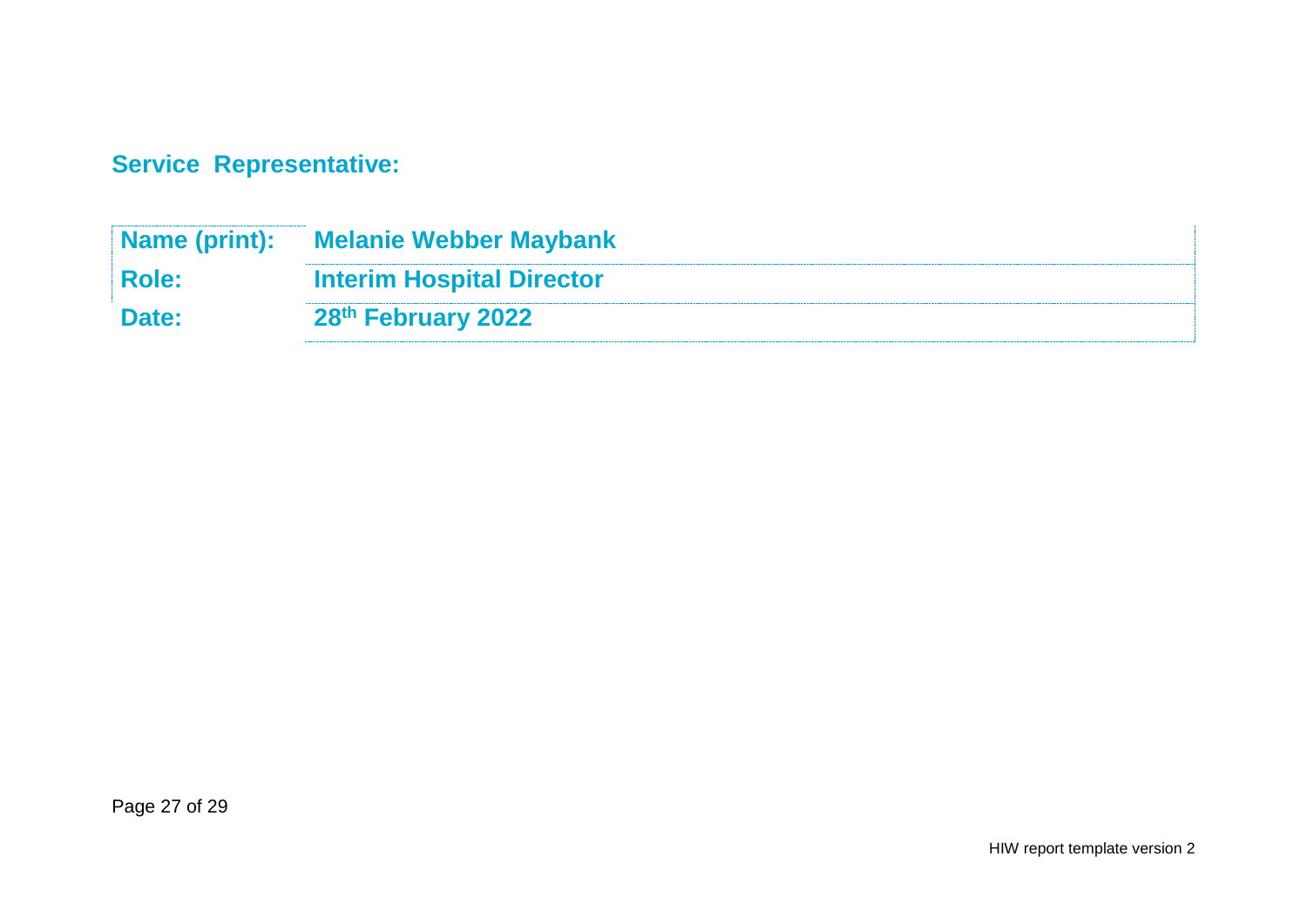## Service Representative:

| | |
|---|---|
| **Name (print):** | **Melanie Webber Maybank** |
| **Role:** | **Interim Hospital Director** |
| **Date:** | **28th February 2022** |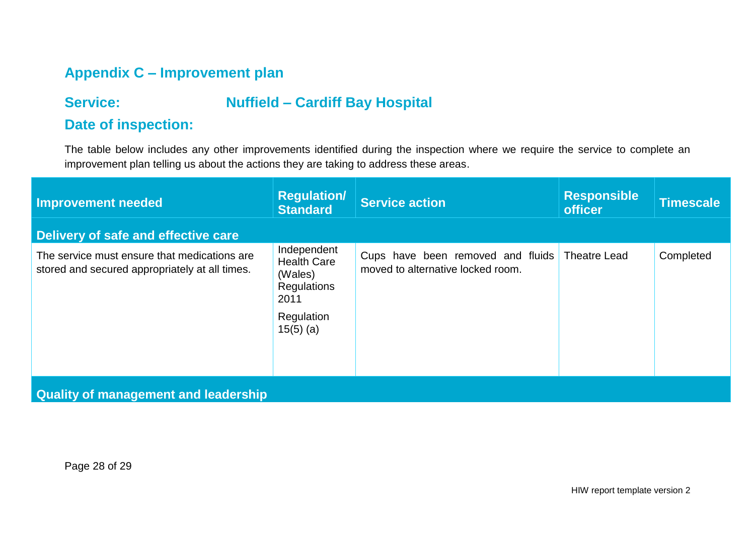## Appendix C – Improvement plan

**Service:** Nuffield – Cardiff Bay Hospital

**Date of inspection:**

The table below includes any other improvements identified during the inspection where we require the service to complete an improvement plan telling us about the actions they are taking to address these areas.

| Improvement needed | Regulation/ Standard | Service action | Responsible officer | Timescale |
|---|---|---|---|---|
| **Delivery of safe and effective care** | | | | |
| The service must ensure that medications are stored and secured appropriately at all times. | Independent Health Care (Wales) Regulations 2011 Regulation 15(5) (a) | Cups have been removed and fluids moved to alternative locked room. | Theatre Lead | Completed |
| **Quality of management and leadership** | | | | |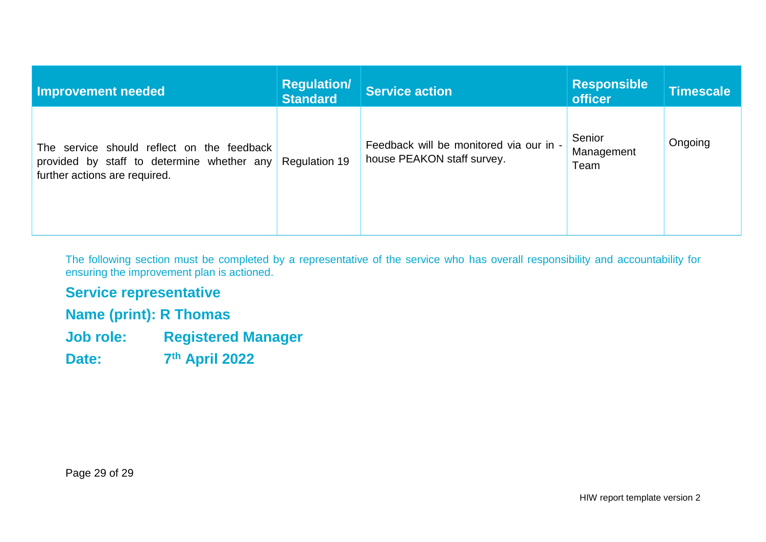| Improvement needed | Regulation/ Standard | Service action | Responsible officer | Timescale |
|---|---|---|---|---|
| The service should reflect on the feedback provided by staff to determine whether any further actions are required. | Regulation 19 | Feedback will be monitored via our in - house PEAKON staff survey. | Senior Management Team | Ongoing |

The following section must be completed by a representative of the service who has overall responsibility and accountability for ensuring the improvement plan is actioned.

**Service representative**

**Name (print): R Thomas**

**Job role: Registered Manager**

**Date: 7th April 2022**